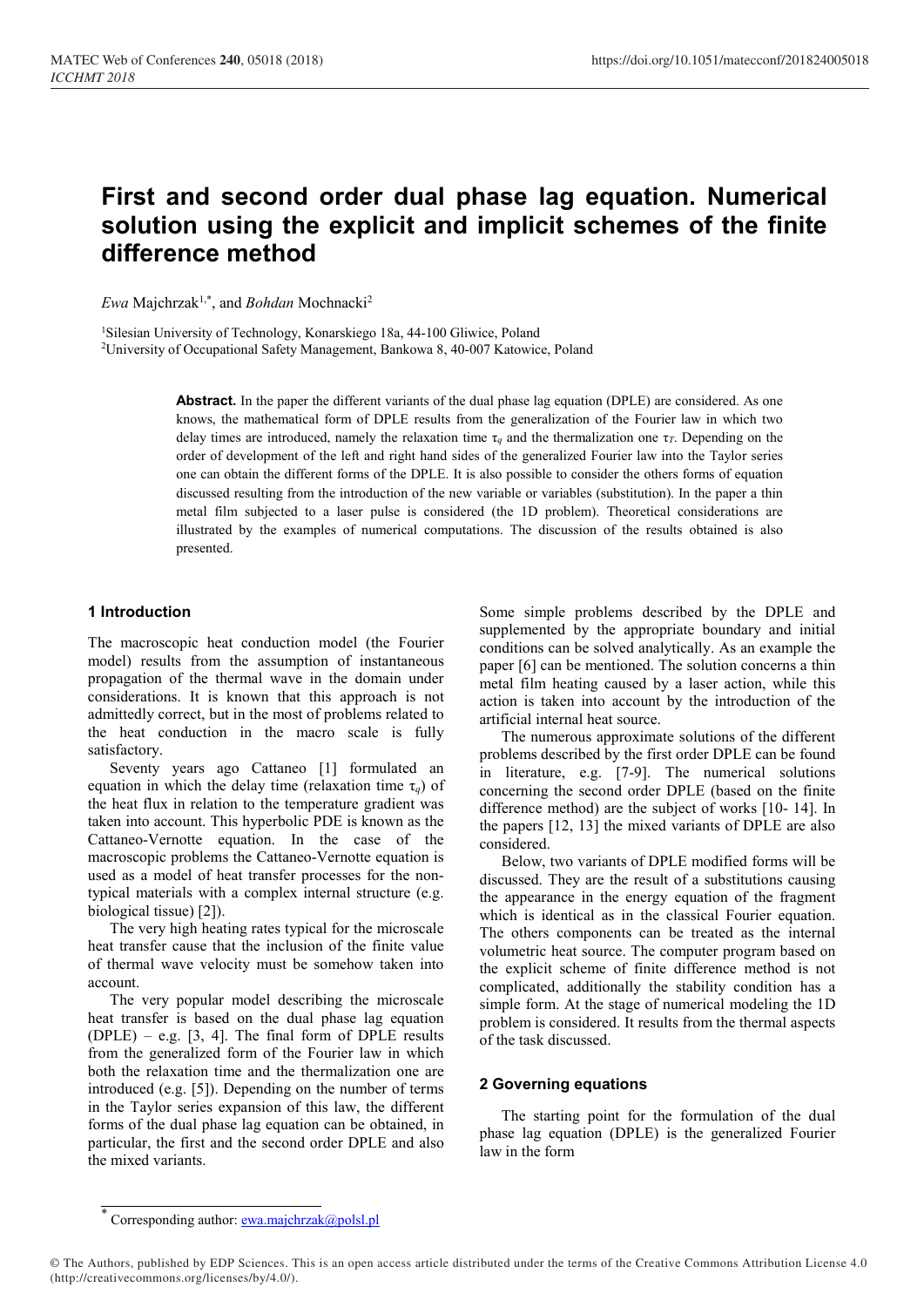# First and second order dual phase lag equation. Numerical solution using the explicit and implicit schemes of the finite difference method

*Ewa* Majchrzak[1,*], and *Bohdan* Mochnacki[2]

[1]Silesian University of Technology, Konarskiego 18a, 44-100 Gliwice, Poland
[2]University of Occupational Safety Management, Bankowa 8, 40-007 Katowice, Poland

**Abstract.** In the paper the different variants of the dual phase lag equation (DPLE) are considered. As one knows, the mathematical form of DPLE results from the generalization of the Fourier law in which two delay times are introduced, namely the relaxation time $\tau_q$ and the thermalization one $\tau_T$. Depending on the order of development of the left and right hand sides of the generalized Fourier law into the Taylor series one can obtain the different forms of the DPLE. It is also possible to consider the others forms of equation discussed resulting from the introduction of the new variable or variables (substitution). In the paper a thin metal film subjected to a laser pulse is considered (the 1D problem). Theoretical considerations are illustrated by the examples of numerical computations. The discussion of the results obtained is also presented.

## 1 Introduction

The macroscopic heat conduction model (the Fourier model) results from the assumption of instantaneous propagation of the thermal wave in the domain under considerations. It is known that this approach is not admittedly correct, but in the most of problems related to the heat conduction in the macro scale is fully satisfactory.

Seventy years ago Cattaneo [1] formulated an equation in which the delay time (relaxation time $\tau_q$) of the heat flux in relation to the temperature gradient was taken into account. This hyperbolic PDE is known as the Cattaneo-Vernotte equation. In the case of the macroscopic problems the Cattaneo-Vernotte equation is used as a model of heat transfer processes for the non-typical materials with a complex internal structure (e.g. biological tissue) [2]).

The very high heating rates typical for the microscale heat transfer cause that the inclusion of the finite value of thermal wave velocity must be somehow taken into account.

The very popular model describing the microscale heat transfer is based on the dual phase lag equation (DPLE) – e.g. [3, 4]. The final form of DPLE results from the generalized form of the Fourier law in which both the relaxation time and the thermalization one are introduced (e.g. [5]). Depending on the number of terms in the Taylor series expansion of this law, the different forms of the dual phase lag equation can be obtained, in particular, the first and the second order DPLE and also the mixed variants.

Some simple problems described by the DPLE and supplemented by the appropriate boundary and initial conditions can be solved analytically. As an example the paper [6] can be mentioned. The solution concerns a thin metal film heating caused by a laser action, while this action is taken into account by the introduction of the artificial internal heat source.

The numerous approximate solutions of the different problems described by the first order DPLE can be found in literature, e.g. [7-9]. The numerical solutions concerning the second order DPLE (based on the finite difference method) are the subject of works [10- 14]. In the papers [12, 13] the mixed variants of DPLE are also considered.

Below, two variants of DPLE modified forms will be discussed. They are the result of a substitutions causing the appearance in the energy equation of the fragment which is identical as in the classical Fourier equation. The others components can be treated as the internal volumetric heat source. The computer program based on the explicit scheme of finite difference method is not complicated, additionally the stability condition has a simple form. At the stage of numerical modeling the 1D problem is considered. It results from the thermal aspects of the task discussed.

## 2 Governing equations

The starting point for the formulation of the dual phase lag equation (DPLE) is the generalized Fourier law in the form

---

* Corresponding author: ewa.majchrzak@polsl.pl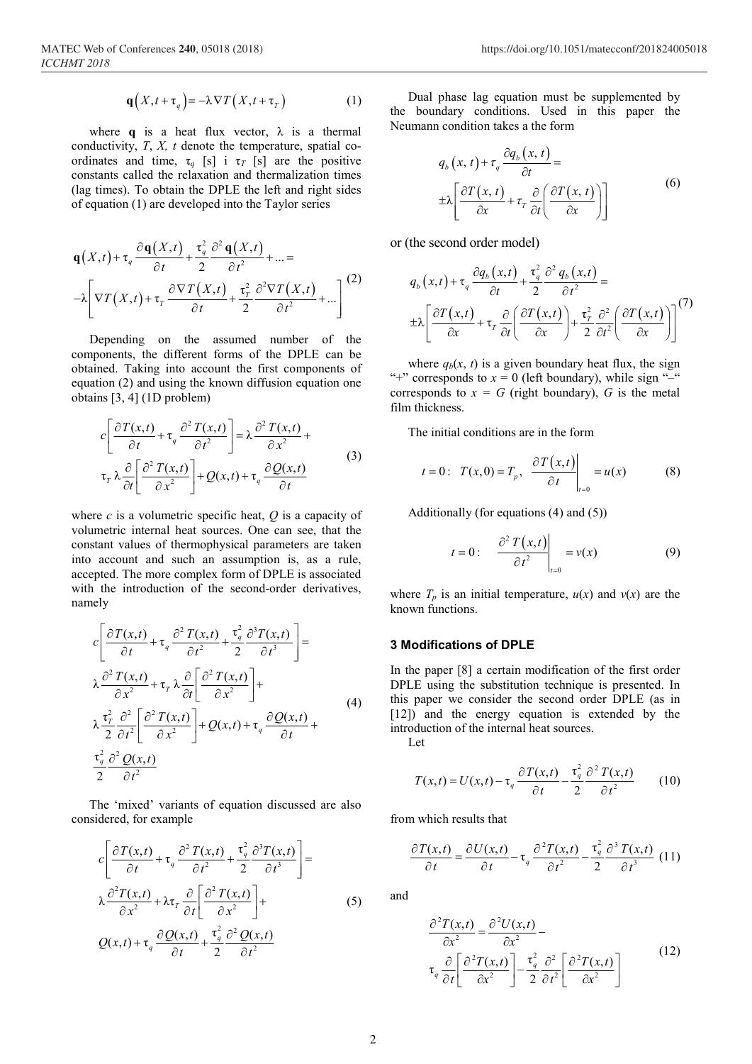$$\mathbf{q}\left(X,t+\tau_q\right)=-\lambda\nabla T\left(X,t+\tau_T\right) \tag{1}$$

where $\mathbf{q}$ is a heat flux vector, $\lambda$ is a thermal conductivity, $T$, $X$, $t$ denote the temperature, spatial co-ordinates and time, $\tau_q$ [s] i $\tau_T$ [s] are the positive constants called the relaxation and thermalization times (lag times). To obtain the DPLE the left and right sides of equation (1) are developed into the Taylor series

$$\mathbf{q}\left(X,t\right)+\tau_q\frac{\partial\mathbf{q}\left(X,t\right)}{\partial t}+\frac{\tau_q^2}{2}\frac{\partial^2\mathbf{q}\left(X,t\right)}{\partial t^2}+...=$$
$$-\lambda\left[\nabla T\left(X,t\right)+\tau_T\frac{\partial\nabla T\left(X,t\right)}{\partial t}+\frac{\tau_T^2}{2}\frac{\partial^2\nabla T\left(X,t\right)}{\partial t^2}+...\right] \tag{2}$$

Depending on the assumed number of the components, the different forms of the DPLE can be obtained. Taking into account the first components of equation (2) and using the known diffusion equation one obtains [3, 4] (1D problem)

$$c\left[\frac{\partial T(x,t)}{\partial t}+\tau_q\frac{\partial^2 T(x,t)}{\partial t^2}\right]=\lambda\frac{\partial^2 T(x,t)}{\partial x^2}+$$
$$\tau_T\lambda\frac{\partial}{\partial t}\left[\frac{\partial^2 T(x,t)}{\partial x^2}\right]+Q(x,t)+\tau_q\frac{\partial Q(x,t)}{\partial t} \tag{3}$$

where $c$ is a volumetric specific heat, $Q$ is a capacity of volumetric internal heat sources. One can see, that the constant values of thermophysical parameters are taken into account and such an assumption is, as a rule, accepted. The more complex form of DPLE is associated with the introduction of the second-order derivatives, namely

$$c\left[\frac{\partial T(x,t)}{\partial t}+\tau_q\frac{\partial^2 T(x,t)}{\partial t^2}+\frac{\tau_q^2}{2}\frac{\partial^3 T(x,t)}{\partial t^3}\right]=$$
$$\lambda\frac{\partial^2 T(x,t)}{\partial x^2}+\tau_T\lambda\frac{\partial}{\partial t}\left[\frac{\partial^2 T(x,t)}{\partial x^2}\right]+$$
$$\lambda\frac{\tau_T^2}{2}\frac{\partial^2}{\partial t^2}\left[\frac{\partial^2 T(x,t)}{\partial x^2}\right]+Q(x,t)+\tau_q\frac{\partial Q(x,t)}{\partial t}+$$
$$\frac{\tau_q^2}{2}\frac{\partial^2 Q(x,t)}{\partial t^2} \tag{4}$$

The 'mixed' variants of equation discussed are also considered, for example

$$c\left[\frac{\partial T(x,t)}{\partial t}+\tau_q\frac{\partial^2 T(x,t)}{\partial t^2}+\frac{\tau_q^2}{2}\frac{\partial^3 T(x,t)}{\partial t^3}\right]=$$
$$\lambda\frac{\partial^2 T(x,t)}{\partial x^2}+\lambda\tau_T\frac{\partial}{\partial t}\left[\frac{\partial^2 T(x,t)}{\partial x^2}\right]+$$
$$Q(x,t)+\tau_q\frac{\partial Q(x,t)}{\partial t}+\frac{\tau_q^2}{2}\frac{\partial^2 Q(x,t)}{\partial t^2} \tag{5}$$

Dual phase lag equation must be supplemented by the boundary conditions. Used in this paper the Neumann condition takes a the form

$$q_b\left(x,\,t\right)+\tau_q\frac{\partial q_b\left(x,\,t\right)}{\partial t}=$$
$$\pm\lambda\left[\frac{\partial T\left(x,\,t\right)}{\partial x}+\tau_T\frac{\partial}{\partial t}\left(\frac{\partial T\left(x,\,t\right)}{\partial x}\right)\right] \tag{6}$$

or (the second order model)

$$q_b\left(x,t\right)+\tau_q\frac{\partial q_b\left(x,t\right)}{\partial t}+\frac{\tau_q^2}{2}\frac{\partial^2 q_b\left(x,t\right)}{\partial t^2}=$$
$$\pm\lambda\left[\frac{\partial T\left(x,t\right)}{\partial x}+\tau_T\frac{\partial}{\partial t}\left(\frac{\partial T\left(x,t\right)}{\partial x}\right)+\frac{\tau_T^2}{2}\frac{\partial^2}{\partial t^2}\left(\frac{\partial T\left(x,t\right)}{\partial x}\right)\right] \tag{7}$$

where $q_b(x,\,t)$ is a given boundary heat flux, the sign "+" corresponds to $x = 0$ (left boundary), while sign "–" corresponds to $x = G$ (right boundary), $G$ is the metal film thickness.

The initial conditions are in the form

$$t=0:\ \ T(x,0)=T_p,\ \ \left.\frac{\partial T\left(x,t\right)}{\partial t}\right|_{t=0}=u(x) \tag{8}$$

Additionally (for equations (4) and (5))

$$t=0:\ \ \left.\frac{\partial^2 T\left(x,t\right)}{\partial t^2}\right|_{t=0}=v(x) \tag{9}$$

where $T_p$ is an initial temperature, $u(x)$ and $v(x)$ are the known functions.

### 3 Modifications of DPLE

In the paper [8] a certain modification of the first order DPLE using the substitution technique is presented. In this paper we consider the second order DPLE (as in [12]) and the energy equation is extended by the introduction of the internal heat sources.

Let

$$T(x,t)=U(x,t)-\tau_q\frac{\partial T(x,t)}{\partial t}-\frac{\tau_q^2}{2}\frac{\partial^2 T(x,t)}{\partial t^2} \tag{10}$$

from which results that

$$\frac{\partial T(x,t)}{\partial t}=\frac{\partial U(x,t)}{\partial t}-\tau_q\frac{\partial^2 T(x,t)}{\partial t^2}-\frac{\tau_q^2}{2}\frac{\partial^3 T(x,t)}{\partial t^3} \tag{11}$$

and

$$\frac{\partial^2 T(x,t)}{\partial x^2}=\frac{\partial^2 U(x,t)}{\partial x^2}-$$
$$\tau_q\frac{\partial}{\partial t}\left[\frac{\partial^2 T(x,t)}{\partial x^2}\right]-\frac{\tau_q^2}{2}\frac{\partial^2}{\partial t^2}\left[\frac{\partial^2 T(x,t)}{\partial x^2}\right] \tag{12}$$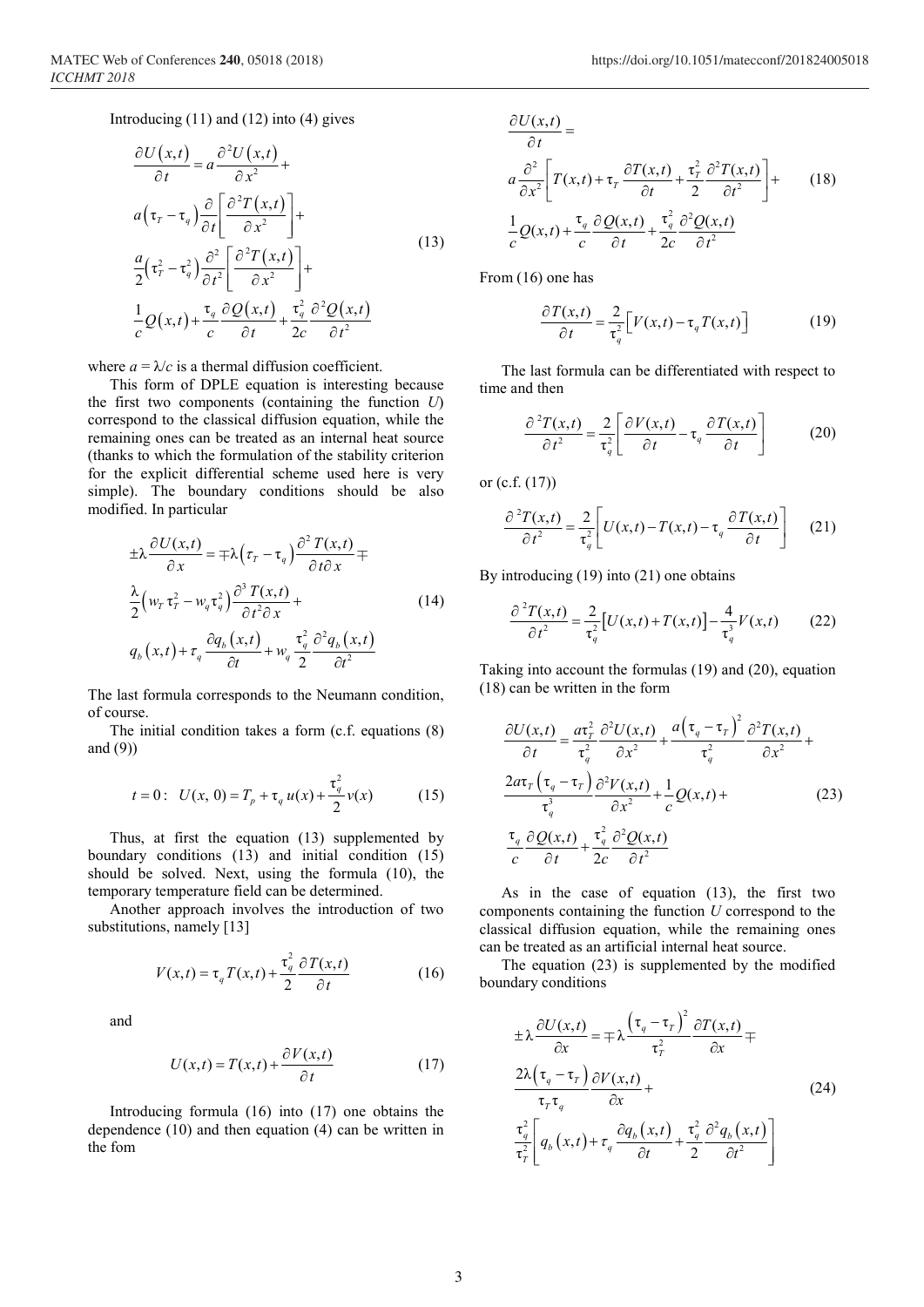Introducing (11) and (12) into (4) gives

$$\begin{aligned}
\frac{\partial U(x,t)}{\partial t} &= a\frac{\partial^2 U(x,t)}{\partial x^2} + \\
& a\left(\tau_T - \tau_q\right)\frac{\partial}{\partial t}\left[\frac{\partial^2 T(x,t)}{\partial x^2}\right] + \\
& \frac{a}{2}\left(\tau_T^2 - \tau_q^2\right)\frac{\partial^2}{\partial t^2}\left[\frac{\partial^2 T(x,t)}{\partial x^2}\right] + \\
& \frac{1}{c}Q(x,t) + \frac{\tau_q}{c}\frac{\partial Q(x,t)}{\partial t} + \frac{\tau_q^2}{2c}\frac{\partial^2 Q(x,t)}{\partial t^2}
\end{aligned} \tag{13}$$

where $a = \lambda/c$ is a thermal diffusion coefficient.

This form of DPLE equation is interesting because the first two components (containing the function $U$) correspond to the classical diffusion equation, while the remaining ones can be treated as an internal heat source (thanks to which the formulation of the stability criterion for the explicit differential scheme used here is very simple). The boundary conditions should be also modified. In particular

$$\begin{aligned}
\pm\lambda\frac{\partial U(x,t)}{\partial x} &= \mp\lambda\left(\tau_T - \tau_q\right)\frac{\partial^2 T(x,t)}{\partial t\partial x} \mp \\
& \frac{\lambda}{2}\left(w_T\tau_T^2 - w_q\tau_q^2\right)\frac{\partial^3 T(x,t)}{\partial t^2\partial x} + \\
& q_b(x,t) + \tau_q\frac{\partial q_b(x,t)}{\partial t} + w_q\frac{\tau_q^2}{2}\frac{\partial^2 q_b(x,t)}{\partial t^2}
\end{aligned} \tag{14}$$

The last formula corresponds to the Neumann condition, of course.

The initial condition takes a form (c.f. equations (8) and (9))

$$t = 0: \; U(x, 0) = T_p + \tau_q u(x) + \frac{\tau_q^2}{2}v(x) \tag{15}$$

Thus, at first the equation (13) supplemented by boundary conditions (13) and initial condition (15) should be solved. Next, using the formula (10), the temporary temperature field can be determined.

Another approach involves the introduction of two substitutions, namely [13]

$$V(x,t) = \tau_q T(x,t) + \frac{\tau_q^2}{2}\frac{\partial T(x,t)}{\partial t} \tag{16}$$

and

$$U(x,t) = T(x,t) + \frac{\partial V(x,t)}{\partial t} \tag{17}$$

Introducing formula (16) into (17) one obtains the dependence (10) and then equation (4) can be written in the fom

$$\begin{aligned}
\frac{\partial U(x,t)}{\partial t} &= \\
& a\frac{\partial^2}{\partial x^2}\left[T(x,t) + \tau_T\frac{\partial T(x,t)}{\partial t} + \frac{\tau_T^2}{2}\frac{\partial^2 T(x,t)}{\partial t^2}\right] + \\
& \frac{1}{c}Q(x,t) + \frac{\tau_q}{c}\frac{\partial Q(x,t)}{\partial t} + \frac{\tau_q^2}{2c}\frac{\partial^2 Q(x,t)}{\partial t^2}
\end{aligned} \tag{18}$$

From (16) one has

$$\frac{\partial T(x,t)}{\partial t} = \frac{2}{\tau_q^2}\left[V(x,t) - \tau_q T(x,t)\right] \tag{19}$$

The last formula can be differentiated with respect to time and then

$$\frac{\partial^2 T(x,t)}{\partial t^2} = \frac{2}{\tau_q^2}\left[\frac{\partial V(x,t)}{\partial t} - \tau_q\frac{\partial T(x,t)}{\partial t}\right] \tag{20}$$

or (c.f. (17))

$$\frac{\partial^2 T(x,t)}{\partial t^2} = \frac{2}{\tau_q^2}\left[U(x,t) - T(x,t) - \tau_q\frac{\partial T(x,t)}{\partial t}\right] \tag{21}$$

By introducing (19) into (21) one obtains

$$\frac{\partial^2 T(x,t)}{\partial t^2} = \frac{2}{\tau_q^2}\left[U(x,t) + T(x,t)\right] - \frac{4}{\tau_q^3}V(x,t) \tag{22}$$

Taking into account the formulas (19) and (20), equation (18) can be written in the form

$$\begin{aligned}
\frac{\partial U(x,t)}{\partial t} &= \frac{a\tau_T^2}{\tau_q^2}\frac{\partial^2 U(x,t)}{\partial x^2} + \frac{a\left(\tau_q - \tau_T\right)^2}{\tau_q^2}\frac{\partial^2 T(x,t)}{\partial x^2} + \\
& \frac{2a\tau_T\left(\tau_q - \tau_T\right)}{\tau_q^3}\frac{\partial^2 V(x,t)}{\partial x^2} + \frac{1}{c}Q(x,t) + \\
& \frac{\tau_q}{c}\frac{\partial Q(x,t)}{\partial t} + \frac{\tau_q^2}{2c}\frac{\partial^2 Q(x,t)}{\partial t^2}
\end{aligned} \tag{23}$$

As in the case of equation (13), the first two components containing the function $U$ correspond to the classical diffusion equation, while the remaining ones can be treated as an artificial internal heat source.

The equation (23) is supplemented by the modified boundary conditions

$$\begin{aligned}
\pm\lambda\frac{\partial U(x,t)}{\partial x} &= \mp\lambda\frac{\left(\tau_q - \tau_T\right)^2}{\tau_T^2}\frac{\partial T(x,t)}{\partial x} \mp \\
& \frac{2\lambda\left(\tau_q - \tau_T\right)}{\tau_T\tau_q}\frac{\partial V(x,t)}{\partial x} + \\
& \frac{\tau_q^2}{\tau_T^2}\left[q_b(x,t) + \tau_q\frac{\partial q_b(x,t)}{\partial t} + \frac{\tau_q^2}{2}\frac{\partial^2 q_b(x,t)}{\partial t^2}\right]
\end{aligned} \tag{24}$$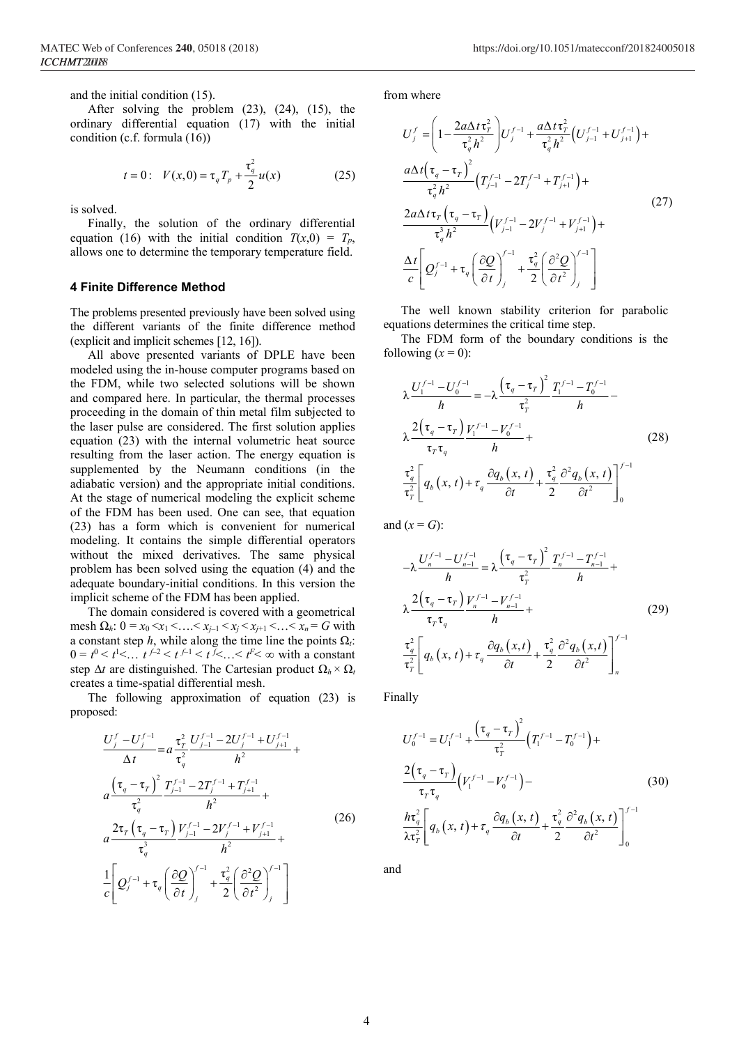and the initial condition (15).

After solving the problem (23), (24), (15), the ordinary differential equation (17) with the initial condition (c.f. formula (16))

$$t = 0: \quad V(x,0) = \tau_q T_p + \frac{\tau_q^2}{2} u(x) \tag{25}$$

is solved.

Finally, the solution of the ordinary differential equation (16) with the initial condition $T(x,0) = T_p$, allows one to determine the temporary temperature field.

### 4 Finite Difference Method

The problems presented previously have been solved using the different variants of the finite difference method (explicit and implicit schemes [12, 16]).

All above presented variants of DPLE have been modeled using the in-house computer programs based on the FDM, while two selected solutions will be shown and compared here. In particular, the thermal processes proceeding in the domain of thin metal film subjected to the laser pulse are considered. The first solution applies equation (23) with the internal volumetric heat source resulting from the laser action. The energy equation is supplemented by the Neumann conditions (in the adiabatic version) and the appropriate initial conditions. At the stage of numerical modeling the explicit scheme of the FDM has been used. One can see, that equation (23) has a form which is convenient for numerical modeling. It contains the simple differential operators without the mixed derivatives. The same physical problem has been solved using the equation (4) and the adequate boundary-initial conditions. In this version the implicit scheme of the FDM has been applied.

The domain considered is covered with a geometrical mesh $\Omega_h$: $0 = x_0 < x_1 < \ldots < x_{j-1} < x_j < x_{j+1} < \ldots < x_n = G$ with a constant step $h$, while along the time line the points $\Omega_t$: $0 = t^0 < t^1 < \ldots\ t^{f-2} < t^{f-1} < t^f < \ldots < t^F < \infty$ with a constant step $\Delta t$ are distinguished. The Cartesian product $\Omega_h \times \Omega_t$ creates a time-spatial differential mesh.

The following approximation of equation (23) is proposed:

$$\begin{gathered}
\frac{U_j^f - U_j^{f-1}}{\Delta t} = a\frac{\tau_T^2}{\tau_q^2}\frac{U_{j-1}^{f-1} - 2U_j^{f-1} + U_{j+1}^{f-1}}{h^2} + \\
a\frac{\left(\tau_q - \tau_T\right)^2}{\tau_q^2}\frac{T_{j-1}^{f-1} - 2T_j^{f-1} + T_{j+1}^{f-1}}{h^2} + \\
a\frac{2\tau_T\left(\tau_q - \tau_T\right)}{\tau_q^3}\frac{V_{j-1}^{f-1} - 2V_j^{f-1} + V_{j+1}^{f-1}}{h^2} + \\
\frac{1}{c}\left[Q_j^{f-1} + \tau_q\left(\frac{\partial Q}{\partial t}\right)_j^{f-1} + \frac{\tau_q^2}{2}\left(\frac{\partial^2 Q}{\partial t^2}\right)_j^{f-1}\right]
\end{gathered} \tag{26}$$

from where

$$\begin{gathered}
U_j^f = \left(1 - \frac{2a\Delta t\tau_T^2}{\tau_q^2 h^2}\right)U_j^{f-1} + \frac{a\Delta t\tau_T^2}{\tau_q^2 h^2}\left(U_{j-1}^{f-1} + U_{j+1}^{f-1}\right) + \\
\frac{a\Delta t\left(\tau_q - \tau_T\right)^2}{\tau_q^2 h^2}\left(T_{j-1}^{f-1} - 2T_j^{f-1} + T_{j+1}^{f-1}\right) + \\
\frac{2a\Delta t\tau_T\left(\tau_q - \tau_T\right)}{\tau_q^3 h^2}\left(V_{j-1}^{f-1} - 2V_j^{f-1} + V_{j+1}^{f-1}\right) + \\
\frac{\Delta t}{c}\left[Q_j^{f-1} + \tau_q\left(\frac{\partial Q}{\partial t}\right)_j^{f-1} + \frac{\tau_q^2}{2}\left(\frac{\partial^2 Q}{\partial t^2}\right)_j^{f-1}\right]
\end{gathered} \tag{27}$$

The well known stability criterion for parabolic equations determines the critical time step.

The FDM form of the boundary conditions is the following ($x = 0$):

$$\begin{gathered}
\lambda\frac{U_1^{f-1} - U_0^{f-1}}{h} = -\lambda\frac{\left(\tau_q - \tau_T\right)^2}{\tau_T^2}\frac{T_1^{f-1} - T_0^{f-1}}{h} - \\
\lambda\frac{2\left(\tau_q - \tau_T\right)}{\tau_T\tau_q}\frac{V_1^{f-1} - V_0^{f-1}}{h} + \\
\frac{\tau_q^2}{\tau_T^2}\left[q_b(x,t) + \tau_q\frac{\partial q_b(x,t)}{\partial t} + \frac{\tau_q^2}{2}\frac{\partial^2 q_b(x,t)}{\partial t^2}\right]_0^{f-1}
\end{gathered} \tag{28}$$

and ($x = G$):

$$\begin{gathered}
-\lambda\frac{U_n^{f-1} - U_{n-1}^{f-1}}{h} = \lambda\frac{\left(\tau_q - \tau_T\right)^2}{\tau_T^2}\frac{T_n^{f-1} - T_{n-1}^{f-1}}{h} + \\
\lambda\frac{2\left(\tau_q - \tau_T\right)}{\tau_T\tau_q}\frac{V_n^{f-1} - V_{n-1}^{f-1}}{h} + \\
\frac{\tau_q^2}{\tau_T^2}\left[q_b(x,t) + \tau_q\frac{\partial q_b(x,t)}{\partial t} + \frac{\tau_q^2}{2}\frac{\partial^2 q_b(x,t)}{\partial t^2}\right]_n^{f-1}
\end{gathered} \tag{29}$$

Finally

$$\begin{gathered}
U_0^{f-1} = U_1^{f-1} + \frac{\left(\tau_q - \tau_T\right)^2}{\tau_T^2}\left(T_1^{f-1} - T_0^{f-1}\right) + \\
\frac{2\left(\tau_q - \tau_T\right)}{\tau_T\tau_q}\left(V_1^{f-1} - V_0^{f-1}\right) - \\
\frac{h\tau_q^2}{\lambda\tau_T^2}\left[q_b(x,t) + \tau_q\frac{\partial q_b(x,t)}{\partial t} + \frac{\tau_q^2}{2}\frac{\partial^2 q_b(x,t)}{\partial t^2}\right]_0^{f-1}
\end{gathered} \tag{30}$$

and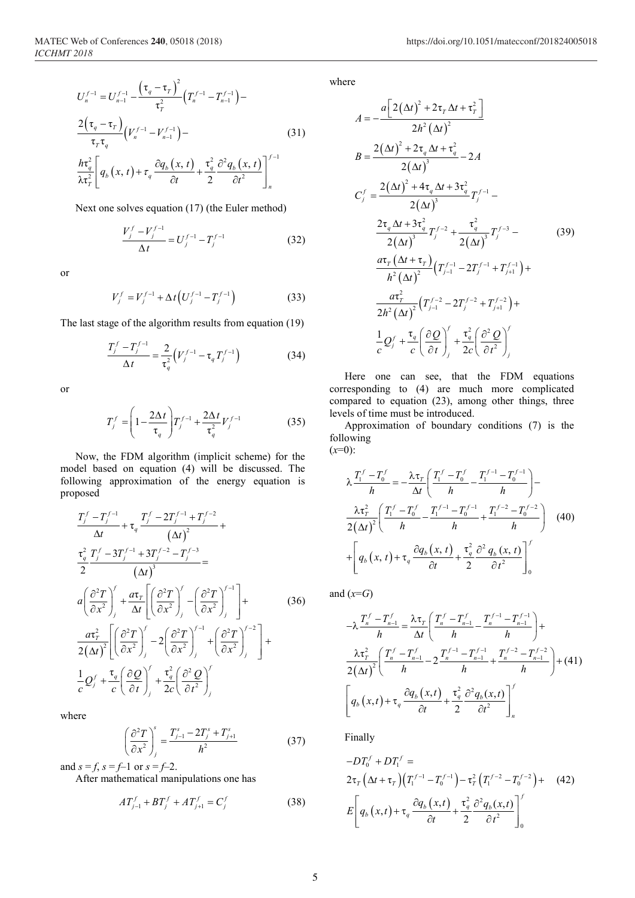$$U_n^{f-1} = U_{n-1}^{f-1} - \frac{\left(\tau_q - \tau_T\right)^2}{\tau_T^2}\left(T_n^{f-1} - T_{n-1}^{f-1}\right) - \frac{2\left(\tau_q - \tau_T\right)}{\tau_T \tau_q}\left(V_n^{f-1} - V_{n-1}^{f-1}\right) - \frac{h\tau_q^2}{\lambda \tau_T^2}\left[q_b\left(x,\, t\right) + \tau_q \frac{\partial q_b\left(x,\, t\right)}{\partial t} + \frac{\tau_q^2}{2}\frac{\partial^2 q_b\left(x,\, t\right)}{\partial t^2}\right]_n^{f-1} \tag{31}$$

Next one solves equation (17) (the Euler method)

$$\frac{V_j^f - V_j^{f-1}}{\Delta t} = U_j^{f-1} - T_j^{f-1} \tag{32}$$

or

$$V_j^f = V_j^{f-1} + \Delta t\left(U_j^{f-1} - T_j^{f-1}\right) \tag{33}$$

The last stage of the algorithm results from equation (19)

$$\frac{T_j^f - T_j^{f-1}}{\Delta t} = \frac{2}{\tau_q^2}\left(V_j^{f-1} - \tau_q T_j^{f-1}\right) \tag{34}$$

or

$$T_j^f = \left(1 - \frac{2\Delta t}{\tau_q}\right)T_j^{f-1} + \frac{2\Delta t}{\tau_q^2}V_j^{f-1} \tag{35}$$

Now, the FDM algorithm (implicit scheme) for the model based on equation (4) will be discussed. The following approximation of the energy equation is proposed

$$\begin{aligned}
&\frac{T_j^f - T_j^{f-1}}{\Delta t} + \tau_q \frac{T_j^f - 2T_j^{f-1} + T_j^{f-2}}{\left(\Delta t\right)^2} + \frac{\tau_q^2}{2}\frac{T_j^f - 3T_j^{f-1} + 3T_j^{f-2} - T_j^{f-3}}{\left(\Delta t\right)^3} = \\
&a\left(\frac{\partial^2 T}{\partial x^2}\right)_j^f + \frac{a\tau_T}{\Delta t}\left[\left(\frac{\partial^2 T}{\partial x^2}\right)_j^f - \left(\frac{\partial^2 T}{\partial x^2}\right)_j^{f-1}\right] + \\
&\frac{a\tau_T^2}{2\left(\Delta t\right)^2}\left[\left(\frac{\partial^2 T}{\partial x^2}\right)_j^f - 2\left(\frac{\partial^2 T}{\partial x^2}\right)_j^{f-1} + \left(\frac{\partial^2 T}{\partial x^2}\right)_j^{f-2}\right] + \\
&\frac{1}{c}Q_j^f + \frac{\tau_q}{c}\left(\frac{\partial Q}{\partial t}\right)_j^f + \frac{\tau_q^2}{2c}\left(\frac{\partial^2 Q}{\partial t^2}\right)_j^f
\end{aligned} \tag{36}$$

where

$$\left(\frac{\partial^2 T}{\partial x^2}\right)_j^s = \frac{T_{j-1}^s - 2T_j^s + T_{j+1}^s}{h^2} \tag{37}$$

and $s = f$, $s = f-1$ or $s = f-2$.

After mathematical manipulations one has

$$AT_{j-1}^f + BT_j^f + AT_{j+1}^f = C_j^f \tag{38}$$

where

$$\begin{aligned}
&A = -\frac{a\left[2\left(\Delta t\right)^2 + 2\tau_T \Delta t + \tau_T^2\right]}{2h^2\left(\Delta t\right)^2} \\
&B = \frac{2\left(\Delta t\right)^2 + 2\tau_q \Delta t + \tau_q^2}{2\left(\Delta t\right)^3} - 2A \\
&C_j^f = \frac{2\left(\Delta t\right)^2 + 4\tau_q \Delta t + 3\tau_q^2}{2\left(\Delta t\right)^3}T_j^{f-1} - \frac{2\tau_q \Delta t + 3\tau_q^2}{2\left(\Delta t\right)^3}T_j^{f-2} + \frac{\tau_q^2}{2\left(\Delta t\right)^3}T_j^{f-3} - \\
&\frac{a\tau_T\left(\Delta t + \tau_T\right)}{h^2\left(\Delta t\right)^2}\left(T_{j-1}^{f-1} - 2T_j^{f-1} + T_{j+1}^{f-1}\right) + \frac{a\tau_T^2}{2h^2\left(\Delta t\right)^2}\left(T_{j-1}^{f-2} - 2T_j^{f-2} + T_{j+1}^{f-2}\right) + \\
&\frac{1}{c}Q_j^f + \frac{\tau_q}{c}\left(\frac{\partial Q}{\partial t}\right)_j^f + \frac{\tau_q^2}{2c}\left(\frac{\partial^2 Q}{\partial t^2}\right)_j^f
\end{aligned} \tag{39}$$

Here one can see, that the FDM equations corresponding to (4) are much more complicated compared to equation (23), among other things, three levels of time must be introduced.

Approximation of boundary conditions (7) is the following ($x$=0):

$$\begin{aligned}
&\lambda\frac{T_1^f - T_0^f}{h} = -\frac{\lambda\tau_T}{\Delta t}\left(\frac{T_1^f - T_0^f}{h} - \frac{T_1^{f-1} - T_0^{f-1}}{h}\right) - \\
&\frac{\lambda\tau_T^2}{2\left(\Delta t\right)^2}\left(\frac{T_1^f - T_0^f}{h} - \frac{T_1^{f-1} - T_0^{f-1}}{h} + \frac{T_1^{f-2} - T_0^{f-2}}{h}\right) \\
&+\left[q_b\left(x,\, t\right) + \tau_q\frac{\partial q_b\left(x,\, t\right)}{\partial t} + \frac{\tau_q^2}{2}\frac{\partial^2 q_b\left(x,\, t\right)}{\partial t^2}\right]_0^f
\end{aligned} \tag{40}$$

and ($x$=$G$)

$$\begin{aligned}
&-\lambda\frac{T_n^f - T_{n-1}^f}{h} = \frac{\lambda\tau_T}{\Delta t}\left(\frac{T_n^f - T_{n-1}^f}{h} - \frac{T_n^{f-1} - T_{n-1}^{f-1}}{h}\right) + \\
&\frac{\lambda\tau_T^2}{2\left(\Delta t\right)^2}\left(\frac{T_n^f - T_{n-1}^f}{h} - 2\frac{T_n^{f-1} - T_{n-1}^{f-1}}{h} + \frac{T_n^{f-2} - T_{n-1}^{f-2}}{h}\right) + \\
&\left[q_b\left(x,t\right) + \tau_q\frac{\partial q_b\left(x,t\right)}{\partial t} + \frac{\tau_q^2}{2}\frac{\partial^2 q_b(x,t)}{\partial t^2}\right]_n^f
\end{aligned} \tag{41}$$

Finally

$$\begin{aligned}
&-DT_0^f + DT_1^f = \\
&2\tau_T\left(\Delta t + \tau_T\right)\left(T_1^{f-1} - T_0^{f-1}\right) - \tau_T^2\left(T_1^{f-2} - T_0^{f-2}\right) + \\
&E\left[q_b\left(x,t\right) + \tau_q\frac{\partial q_b\left(x,t\right)}{\partial t} + \frac{\tau_q^2}{2}\frac{\partial^2 q_b(x,t)}{\partial t^2}\right]_0^f
\end{aligned} \tag{42}$$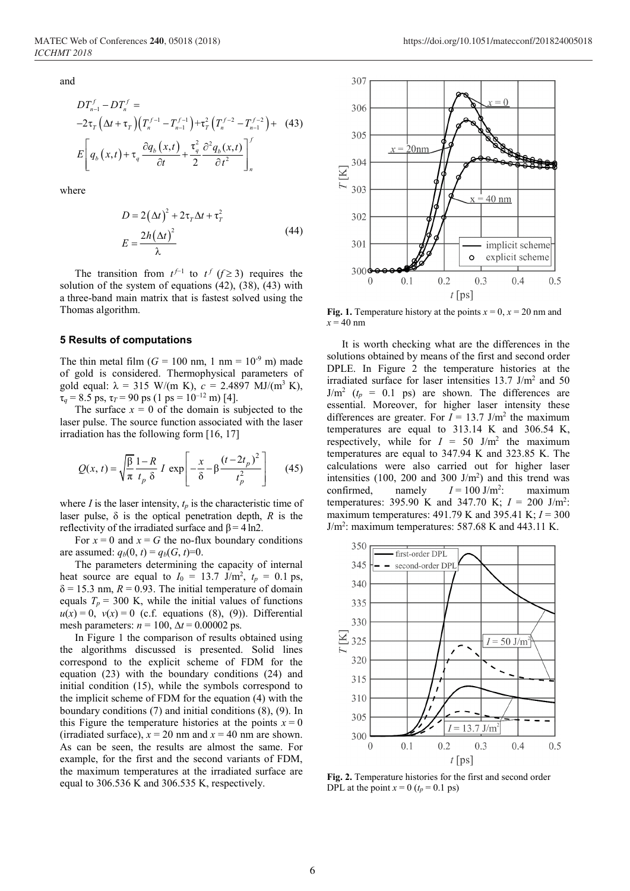and

$$
\begin{aligned}
&DT_{n-1}^{f} - DT_{n}^{f} = \\
&-2\tau_T\left(\Delta t + \tau_T\right)\left(T_n^{f-1} - T_{n-1}^{f-1}\right) + \tau_T^2\left(T_n^{f-2} - T_{n-1}^{f-2}\right) + \\
&E\left[q_b\left(x,t\right) + \tau_q \frac{\partial q_b\left(x,t\right)}{\partial t} + \frac{\tau_q^2}{2}\frac{\partial^2 q_b(x,t)}{\partial t^2}\right]_n^f
\end{aligned} \tag{43}
$$

where

$$
\begin{aligned}
D &= 2\left(\Delta t\right)^2 + 2\tau_T \Delta t + \tau_T^2 \\
E &= \frac{2h\left(\Delta t\right)^2}{\lambda}
\end{aligned} \tag{44}
$$

The transition from $t^{f-1}$ to $t^f$ ($f \geq 3$) requires the solution of the system of equations (42), (38), (43) with a three-band main matrix that is fastest solved using the Thomas algorithm.

## 5 Results of computations

The thin metal film ($G$ = 100 nm, 1 nm = $10^{-9}$ m) made of gold is considered. Thermophysical parameters of gold equal: $\lambda$ = 315 W/(m K), $c$ = 2.4897 MJ/($m^3$ K), $\tau_q$ = 8.5 ps, $\tau_T$ = 90 ps (1 ps = $10^{-12}$ m) [4].

The surface $x$ = 0 of the domain is subjected to the laser pulse. The source function associated with the laser irradiation has the following form [16, 17]

$$
Q(x,\, t) = \sqrt{\frac{\beta}{\pi}}\, \frac{1-R}{t_p\, \delta}\, I\, \exp\left[-\frac{x}{\delta} - \beta \frac{(t-2t_p)^2}{t_p^2}\right] \tag{45}
$$

where $I$ is the laser intensity, $t_p$ is the characteristic time of laser pulse, $\delta$ is the optical penetration depth, $R$ is the reflectivity of the irradiated surface and $\beta = 4\ln 2$.

For $x$ = 0 and $x = G$ the no-flux boundary conditions are assumed: $q_b(0, t) = q_b(G, t)$=0.

The parameters determining the capacity of internal heat source are equal to $I_0$ = 13.7 J/$m^2$, $t_p$ = 0.1 ps, $\delta$ = 15.3 nm, $R$ = 0.93. The initial temperature of domain equals $T_p$ = 300 K, while the initial values of functions $u(x)$ = 0, $v(x)$ = 0 (c.f. equations (8), (9)). Differential mesh parameters: $n$ = 100, $\Delta t$ = 0.00002 ps.

In Figure 1 the comparison of results obtained using the algorithms discussed is presented. Solid lines correspond to the explicit scheme of FDM for the equation (23) with the boundary conditions (24) and initial condition (15), while the symbols correspond to the implicit scheme of FDM for the equation (4) with the boundary conditions (7) and initial conditions (8), (9). In this Figure the temperature histories at the points $x$ = 0 (irradiated surface), $x$ = 20 nm and $x$ = 40 nm are shown. As can be seen, the results are almost the same. For example, for the first and the second variants of FDM, the maximum temperatures at the irradiated surface are equal to 306.536 K and 306.535 K, respectively.

**Fig. 1.** Temperature history at the points $x$ = 0, $x$ = 20 nm and $x$ = 40 nm

It is worth checking what are the differences in the solutions obtained by means of the first and second order DPLE. In Figure 2 the temperature histories at the irradiated surface for laser intensities 13.7 J/$m^2$ and 50 J/$m^2$ ($t_p$ = 0.1 ps) are shown. The differences are essential. Moreover, for higher laser intensity these differences are greater. For $I$ = 13.7 J/$m^2$ the maximum temperatures are equal to 313.14 K and 306.54 K, respectively, while for $I$ = 50 J/$m^2$ the maximum temperatures are equal to 347.94 K and 323.85 K. The calculations were also carried out for higher laser intensities (100, 200 and 300 J/$m^2$) and this trend was confirmed, namely $I$ = 100 J/$m^2$: maximum temperatures: 395.90 K and 347.70 K; $I$ = 200 J/$m^2$: maximum temperatures: 491.79 K and 395.41 K; $I$ = 300 J/$m^2$: maximum temperatures: 587.68 K and 443.11 K.

**Fig. 2.** Temperature histories for the first and second order DPL at the point $x$ = 0 ($t_p$ = 0.1 ps)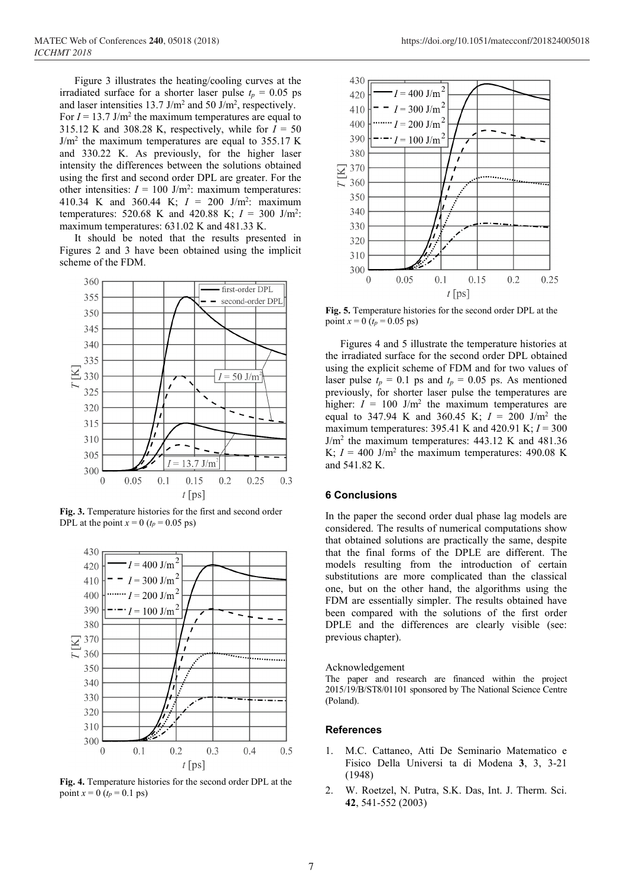Figure 3 illustrates the heating/cooling curves at the irradiated surface for a shorter laser pulse $t_p = 0.05$ ps and laser intensities 13.7 J/m$^2$ and 50 J/m$^2$, respectively. For $I = 13.7$ J/m$^2$ the maximum temperatures are equal to 315.12 K and 308.28 K, respectively, while for $I = 50$ J/m$^2$ the maximum temperatures are equal to 355.17 K and 330.22 K. As previously, for the higher laser intensity the differences between the solutions obtained using the first and second order DPL are greater. For the other intensities: $I = 100$ J/m$^2$: maximum temperatures: 410.34 K and 360.44 K; $I = 200$ J/m$^2$: maximum temperatures: 520.68 K and 420.88 K; $I = 300$ J/m$^2$: maximum temperatures: 631.02 K and 481.33 K.

It should be noted that the results presented in Figures 2 and 3 have been obtained using the implicit scheme of the FDM.

**Fig. 3.** Temperature histories for the first and second order DPL at the point $x = 0$ ($t_p = 0.05$ ps)

**Fig. 4.** Temperature histories for the second order DPL at the point $x = 0$ ($t_p = 0.1$ ps)

**Fig. 5.** Temperature histories for the second order DPL at the point $x = 0$ ($t_p = 0.05$ ps)

Figures 4 and 5 illustrate the temperature histories at the irradiated surface for the second order DPL obtained using the explicit scheme of FDM and for two values of laser pulse $t_p = 0.1$ ps and $t_p = 0.05$ ps. As mentioned previously, for shorter laser pulse the temperatures are higher: $I = 100$ J/m$^2$ the maximum temperatures are equal to 347.94 K and 360.45 K; $I = 200$ J/m$^2$ the maximum temperatures: 395.41 K and 420.91 K; $I = 300$ J/m$^2$ the maximum temperatures: 443.12 K and 481.36 K; $I = 400$ J/m$^2$ the maximum temperatures: 490.08 K and 541.82 K.

## 6 Conclusions

In the paper the second order dual phase lag models are considered. The results of numerical computations show that obtained solutions are practically the same, despite that the final forms of the DPLE are different. The models resulting from the introduction of certain substitutions are more complicated than the classical one, but on the other hand, the algorithms using the FDM are essentially simpler. The results obtained have been compared with the solutions of the first order DPLE and the differences are clearly visible (see: previous chapter).

Acknowledgement

The paper and research are financed within the project 2015/19/B/ST8/01101 sponsored by The National Science Centre (Poland).

## References

1. M.C. Cattaneo, Atti De Seminario Matematico e Fisico Della Universi ta di Modena **3**, 3, 3-21 (1948)
2. W. Roetzel, N. Putra, S.K. Das, Int. J. Therm. Sci. **42**, 541-552 (2003)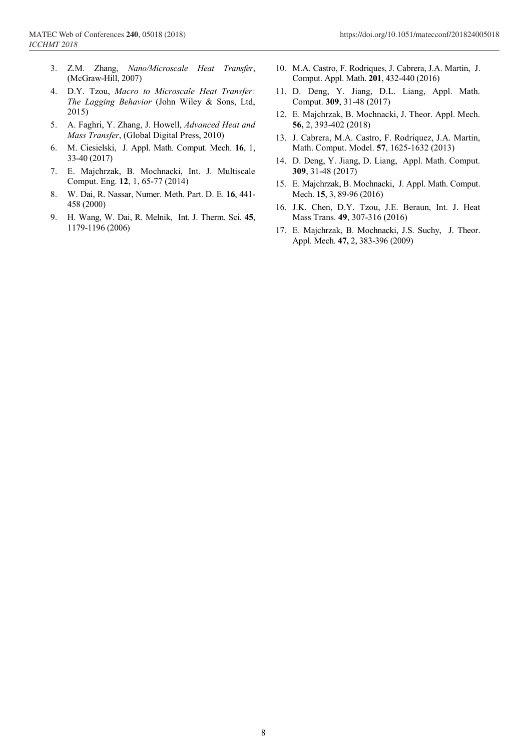3. Z.M. Zhang, *Nano/Microscale Heat Transfer*, (McGraw-Hill, 2007)
4. D.Y. Tzou, *Macro to Microscale Heat Transfer: The Lagging Behavior* (John Wiley & Sons, Ltd, 2015)
5. A. Faghri, Y. Zhang, J. Howell, *Advanced Heat and Mass Transfer*, (Global Digital Press, 2010)
6. M. Ciesielski, J. Appl. Math. Comput. Mech. **16**, 1, 33-40 (2017)
7. E. Majchrzak, B. Mochnacki, Int. J. Multiscale Comput. Eng. **12**, 1, 65-77 (2014)
8. W. Dai, R. Nassar, Numer. Meth. Part. D. E. **16**, 441-458 (2000)
9. H. Wang, W. Dai, R. Melnik, Int. J. Therm. Sci. **45**, 1179-1196 (2006)
10. M.A. Castro, F. Rodriques, J. Cabrera, J.A. Martin, J. Comput. Appl. Math. **201**, 432-440 (2016)
11. D. Deng, Y. Jiang, D.L. Liang, Appl. Math. Comput. **309**, 31-48 (2017)
12. E. Majchrzak, B. Mochnacki, J. Theor. Appl. Mech. **56,** 2, 393-402 (2018)
13. J. Cabrera, M.A. Castro, F. Rodriquez, J.A. Martin, Math. Comput. Model. **57**, 1625-1632 (2013)
14. D. Deng, Y. Jiang, D. Liang, Appl. Math. Comput. **309**, 31-48 (2017)
15. E. Majchrzak, B. Mochnacki, J. Appl. Math. Comput. Mech. **15**, 3, 89-96 (2016)
16. J.K. Chen, D.Y. Tzou, J.E. Beraun, Int. J. Heat Mass Trans. **49**, 307-316 (2016)
17. E. Majchrzak, B. Mochnacki, J.S. Suchy, J. Theor. Appl. Mech. **47,** 2, 383-396 (2009)